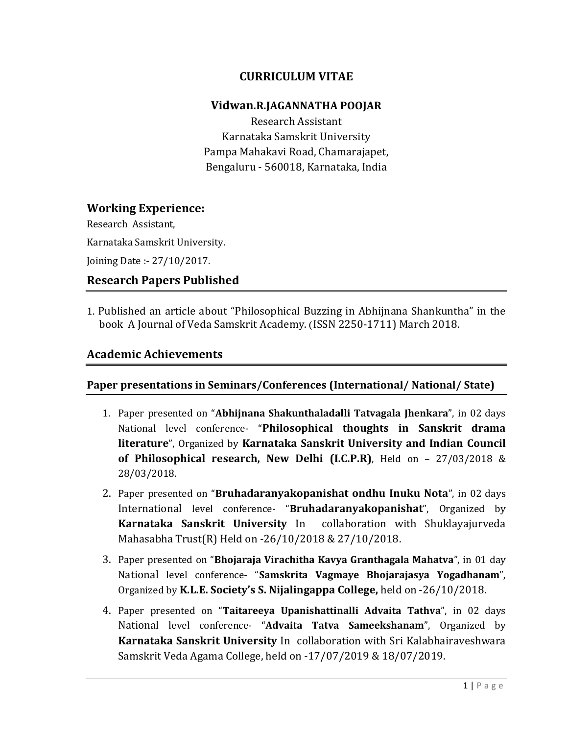# CURRICULUM VITAE

## Vidwan.R.JAGANNATHA POOJAR

Research Assistant
Karnataka Samskrit University
Pampa Mahakavi Road, Chamarajapet,
Bengaluru - 560018, Karnataka, India

## Working Experience:

Research Assistant,

Karnataka Samskrit University.

Joining Date :- 27/10/2017.

## Research Papers Published

1. Published an article about "Philosophical Buzzing in Abhijnana Shankuntha" in the book A Journal of Veda Samskrit Academy. (ISSN 2250-1711) March 2018.

## Academic Achievements

### Paper presentations in Seminars/Conferences (International/ National/ State)

1. Paper presented on "**Abhijnana Shakunthaladalli Tatvagala Jhenkara**", in 02 days National level conference- "**Philosophical thoughts in Sanskrit drama literature**", Organized by **Karnataka Sanskrit University and Indian Council of Philosophical research, New Delhi (I.C.P.R)**, Held on – 27/03/2018 & 28/03/2018.
2. Paper presented on "**Bruhadaranyakopanishat ondhu Inuku Nota**", in 02 days International level conference- "**Bruhadaranyakopanishat**", Organized by **Karnataka Sanskrit University** In collaboration with Shuklayajurveda Mahasabha Trust(R) Held on -26/10/2018 & 27/10/2018.
3. Paper presented on "**Bhojaraja Virachitha Kavya Granthagala Mahatva**", in 01 day National level conference- "**Samskrita Vagmaye Bhojarajasya Yogadhanam**", Organized by **K.L.E. Society's S. Nijalingappa College,** held on -26/10/2018.
4. Paper presented on "**Taitareeya Upanishattinalli Advaita Tathva**", in 02 days National level conference- "**Advaita Tatva Sameekshanam**", Organized by **Karnataka Sanskrit University** In collaboration with Sri Kalabhairaveshwara Samskrit Veda Agama College, held on -17/07/2019 & 18/07/2019.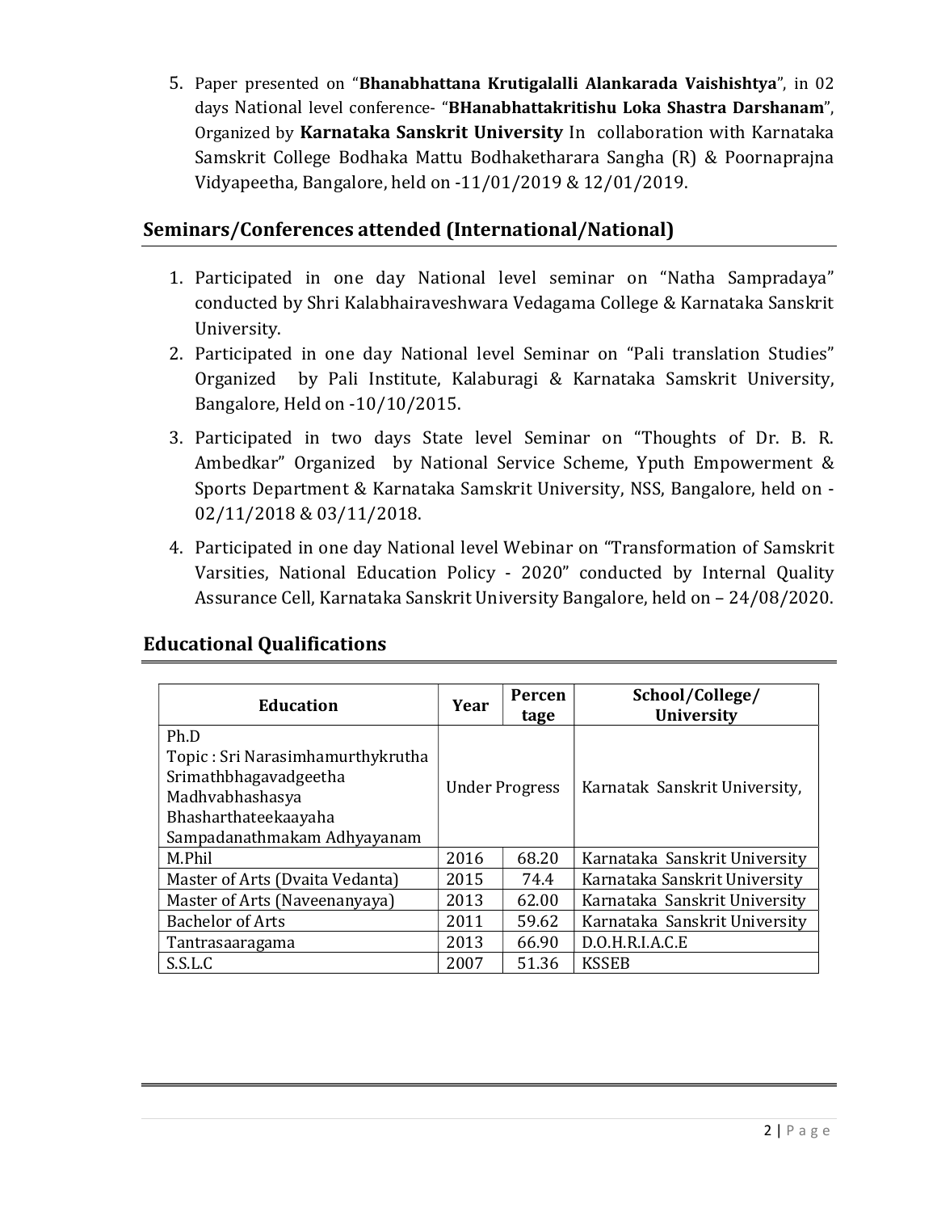5. Paper presented on "**Bhanabhattana Krutigalalli Alankarada Vaishishtya**", in 02 days National level conference- "**BHanabhattakritishu Loka Shastra Darshanam**", Organized by **Karnataka Sanskrit University** In collaboration with Karnataka Samskrit College Bodhaka Mattu Bodhaketharara Sangha (R) & Poornaprajna Vidyapeetha, Bangalore, held on -11/01/2019 & 12/01/2019.

## Seminars/Conferences attended (International/National)

1. Participated in one day National level seminar on "Natha Sampradaya" conducted by Shri Kalabhairaveshwara Vedagama College & Karnataka Sanskrit University.
2. Participated in one day National level Seminar on "Pali translation Studies" Organized by Pali Institute, Kalaburagi & Karnataka Samskrit University, Bangalore, Held on -10/10/2015.
3. Participated in two days State level Seminar on "Thoughts of Dr. B. R. Ambedkar" Organized by National Service Scheme, Yputh Empowerment & Sports Department & Karnataka Samskrit University, NSS, Bangalore, held on -02/11/2018 & 03/11/2018.
4. Participated in one day National level Webinar on "Transformation of Samskrit Varsities, National Education Policy - 2020" conducted by Internal Quality Assurance Cell, Karnataka Sanskrit University Bangalore, held on – 24/08/2020.

## Educational Qualifications

| Education | Year | Percentage | School/College/ University |
|---|---|---|---|
| Ph.D<br>Topic : Sri Narasimhamurthykrutha Srimathbhagavadgeetha Madhvabhashasya Bhasharthateekaayaha Sampadanathmakam Adhyayanam | Under Progress | | Karnatak Sanskrit University, |
| M.Phil | 2016 | 68.20 | Karnataka Sanskrit University |
| Master of Arts (Dvaita Vedanta) | 2015 | 74.4 | Karnataka Sanskrit University |
| Master of Arts (Naveenanyaya) | 2013 | 62.00 | Karnataka Sanskrit University |
| Bachelor of Arts | 2011 | 59.62 | Karnataka Sanskrit University |
| Tantrasaaragama | 2013 | 66.90 | D.O.H.R.I.A.C.E |
| S.S.L.C | 2007 | 51.36 | KSSEB |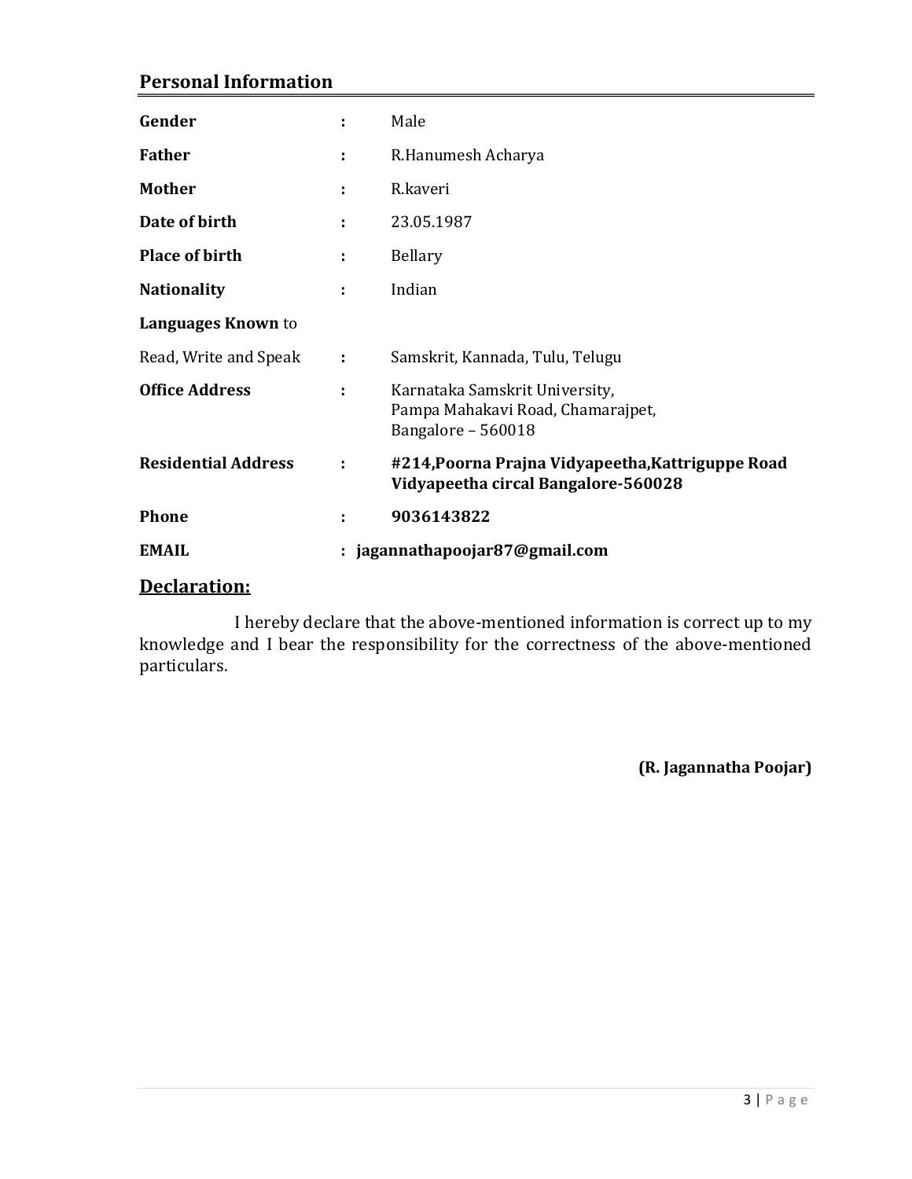## Personal Information

| | | |
|---|---|---|
| **Gender** | : | Male |
| **Father** | : | R.Hanumesh Acharya |
| **Mother** | : | R.kaveri |
| **Date of birth** | : | 23.05.1987 |
| **Place of birth** | : | Bellary |
| **Nationality** | : | Indian |
| **Languages Known** to | | |
| Read, Write and Speak | : | Samskrit, Kannada, Tulu, Telugu |
| **Office Address** | : | Karnataka Samskrit University, Pampa Mahakavi Road, Chamarajpet, Bangalore – 560018 |
| **Residential Address** | : | **#214,Poorna Prajna Vidyapeetha,Kattriguppe Road Vidyapeetha circal Bangalore-560028** |
| **Phone** | : | **9036143822** |
| **EMAIL** | : | **jagannathapoojar87@gmail.com** |

## Declaration:

I hereby declare that the above-mentioned information is correct up to my knowledge and I bear the responsibility for the correctness of the above-mentioned particulars.

**(R. Jagannatha Poojar)**